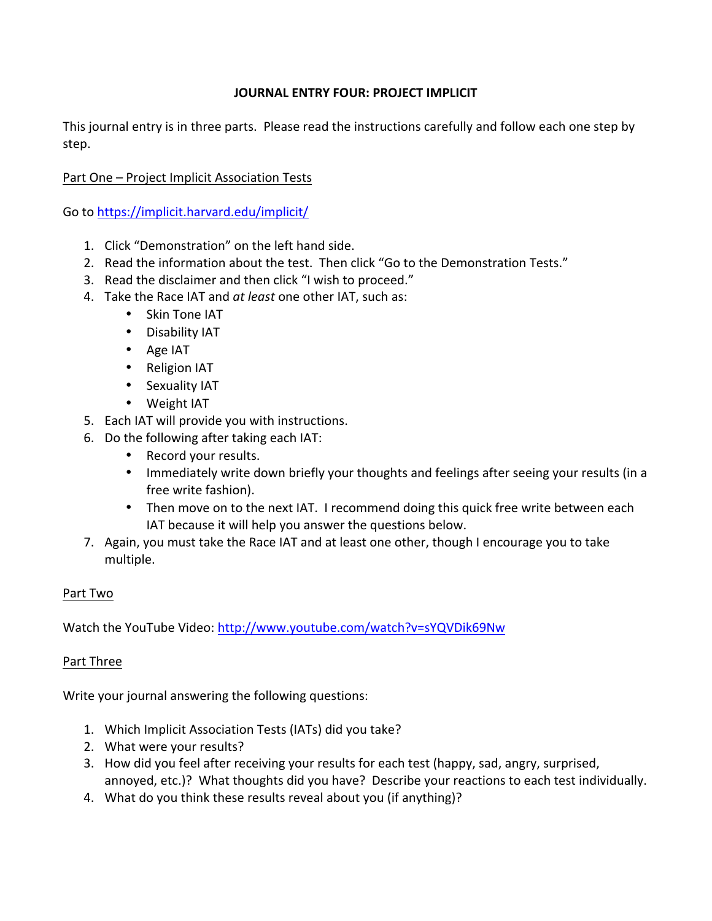# JOURNAL ENTRY FOUR: PROJECT IMPLICIT

This journal entry is in three parts. Please read the instructions carefully and follow each one step by step.

## Part One – Project Implicit Association Tests

Go to https://implicit.harvard.edu/implicit/

1. Click "Demonstration" on the left hand side.
2. Read the information about the test. Then click "Go to the Demonstration Tests."
3. Read the disclaimer and then click "I wish to proceed."
4. Take the Race IAT and *at least* one other IAT, such as:
   - Skin Tone IAT
   - Disability IAT
   - Age IAT
   - Religion IAT
   - Sexuality IAT
   - Weight IAT
5. Each IAT will provide you with instructions.
6. Do the following after taking each IAT:
   - Record your results.
   - Immediately write down briefly your thoughts and feelings after seeing your results (in a free write fashion).
   - Then move on to the next IAT. I recommend doing this quick free write between each IAT because it will help you answer the questions below.
7. Again, you must take the Race IAT and at least one other, though I encourage you to take multiple.

## Part Two

Watch the YouTube Video: http://www.youtube.com/watch?v=sYQVDik69Nw

## Part Three

Write your journal answering the following questions:

1. Which Implicit Association Tests (IATs) did you take?
2. What were your results?
3. How did you feel after receiving your results for each test (happy, sad, angry, surprised, annoyed, etc.)? What thoughts did you have? Describe your reactions to each test individually.
4. What do you think these results reveal about you (if anything)?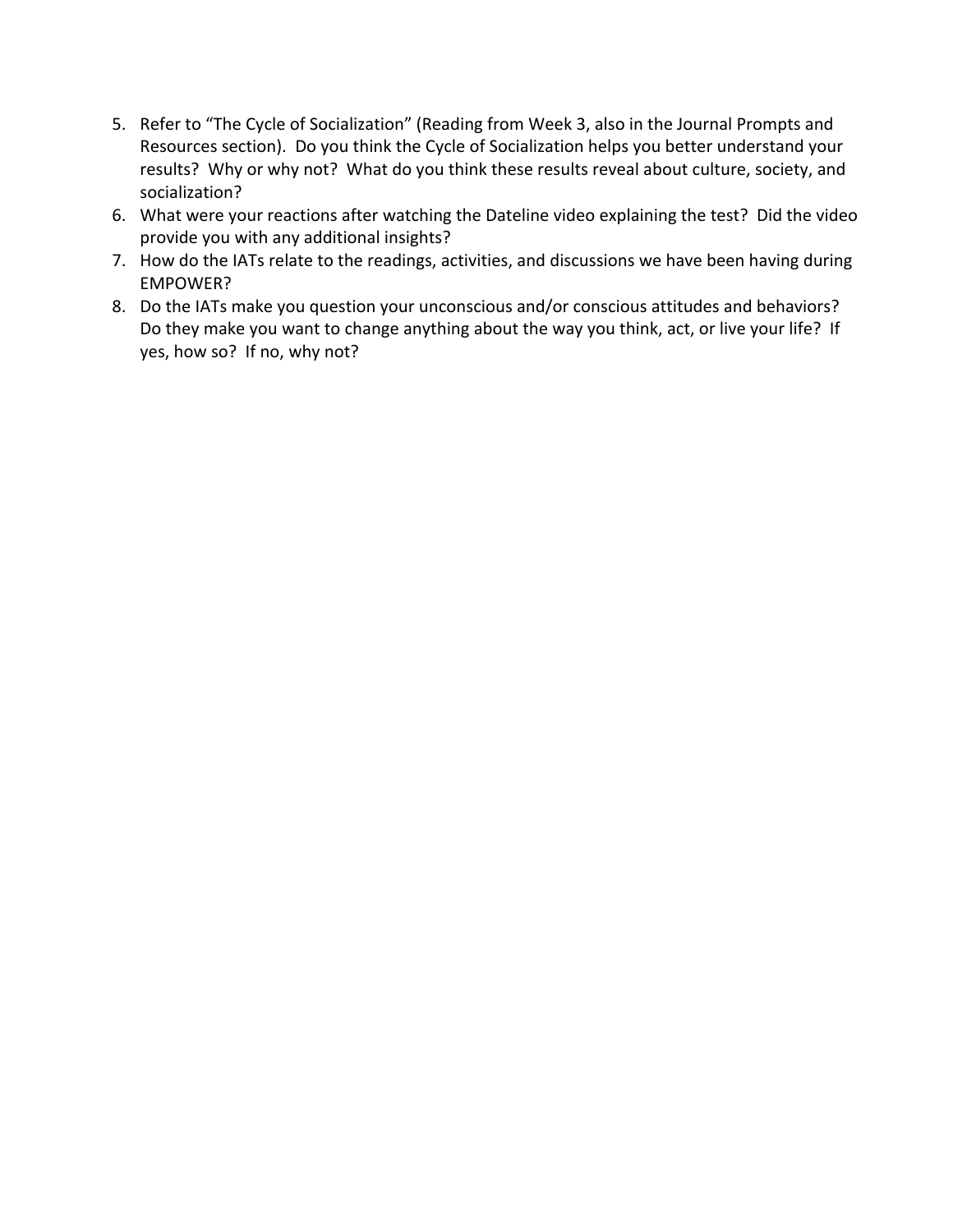5. Refer to "The Cycle of Socialization" (Reading from Week 3, also in the Journal Prompts and Resources section). Do you think the Cycle of Socialization helps you better understand your results? Why or why not? What do you think these results reveal about culture, society, and socialization?
6. What were your reactions after watching the Dateline video explaining the test? Did the video provide you with any additional insights?
7. How do the IATs relate to the readings, activities, and discussions we have been having during EMPOWER?
8. Do the IATs make you question your unconscious and/or conscious attitudes and behaviors? Do they make you want to change anything about the way you think, act, or live your life? If yes, how so? If no, why not?